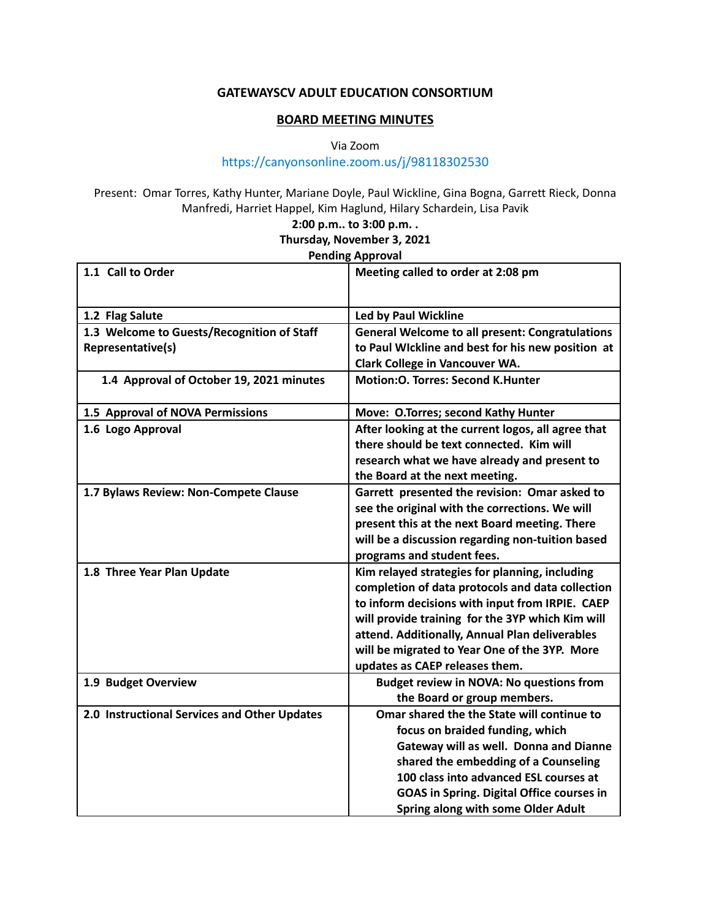## GATEWAYSCV ADULT EDUCATION CONSORTIUM

## BOARD MEETING MINUTES

Via Zoom

https://canyonsonline.zoom.us/j/98118302530

Present: Omar Torres, Kathy Hunter, Mariane Doyle, Paul Wickline, Gina Bogna, Garrett Rieck, Donna Manfredi, Harriet Happel, Kim Haglund, Hilary Schardein, Lisa Pavik

**2:00 p.m.. to 3:00 p.m. .**

**Thursday, November 3, 2021**

**Pending Approval**

| **1.1 Call to Order** | **Meeting called to order at 2:08 pm** |
|---|---|
| **1.2 Flag Salute** | **Led by Paul Wickline** |
| **1.3 Welcome to Guests/Recognition of Staff Representative(s)** | **General Welcome to all present: Congratulations to Paul WIckline and best for his new position at Clark College in Vancouver WA.** |
| **1.4 Approval of October 19, 2021 minutes** | **Motion:O. Torres: Second K.Hunter** |
| **1.5 Approval of NOVA Permissions** | **Move: O.Torres; second Kathy Hunter** |
| **1.6 Logo Approval** | **After looking at the current logos, all agree that there should be text connected. Kim will research what we have already and present to the Board at the next meeting.** |
| **1.7 Bylaws Review: Non-Compete Clause** | **Garrett presented the revision: Omar asked to see the original with the corrections. We will present this at the next Board meeting. There will be a discussion regarding non-tuition based programs and student fees.** |
| **1.8 Three Year Plan Update** | **Kim relayed strategies for planning, including completion of data protocols and data collection to inform decisions with input from IRPIE. CAEP will provide training for the 3YP which Kim will attend. Additionally, Annual Plan deliverables will be migrated to Year One of the 3YP. More updates as CAEP releases them.** |
| **1.9 Budget Overview** | **Budget review in NOVA: No questions from the Board or group members.** |
| **2.0 Instructional Services and Other Updates** | **Omar shared the the State will continue to focus on braided funding, which Gateway will as well. Donna and Dianne shared the embedding of a Counseling 100 class into advanced ESL courses at GOAS in Spring. Digital Office courses in Spring along with some Older Adult** |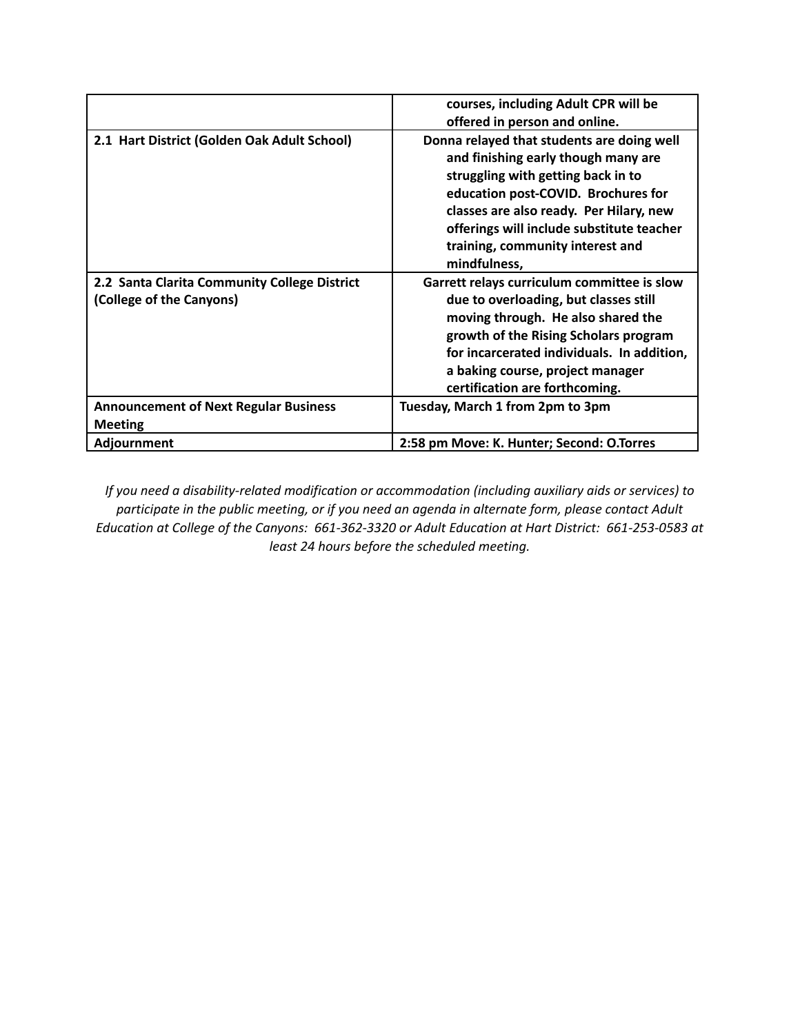| | |
|---|---|
| | **courses, including Adult CPR will be offered in person and online.** |
| **2.1 Hart District (Golden Oak Adult School)** | **Donna relayed that students are doing well and finishing early though many are struggling with getting back in to education post-COVID. Brochures for classes are also ready. Per Hilary, new offerings will include substitute teacher training, community interest and mindfulness,** |
| **2.2 Santa Clarita Community College District (College of the Canyons)** | **Garrett relays curriculum committee is slow due to overloading, but classes still moving through. He also shared the growth of the Rising Scholars program for incarcerated individuals. In addition, a baking course, project manager certification are forthcoming.** |
| **Announcement of Next Regular Business Meeting** | **Tuesday, March 1 from 2pm to 3pm** |
| **Adjournment** | **2:58 pm Move: K. Hunter; Second: O.Torres** |

*If you need a disability-related modification or accommodation (including auxiliary aids or services) to participate in the public meeting, or if you need an agenda in alternate form, please contact Adult Education at College of the Canyons: 661-362-3320 or Adult Education at Hart District: 661-253-0583 at least 24 hours before the scheduled meeting.*